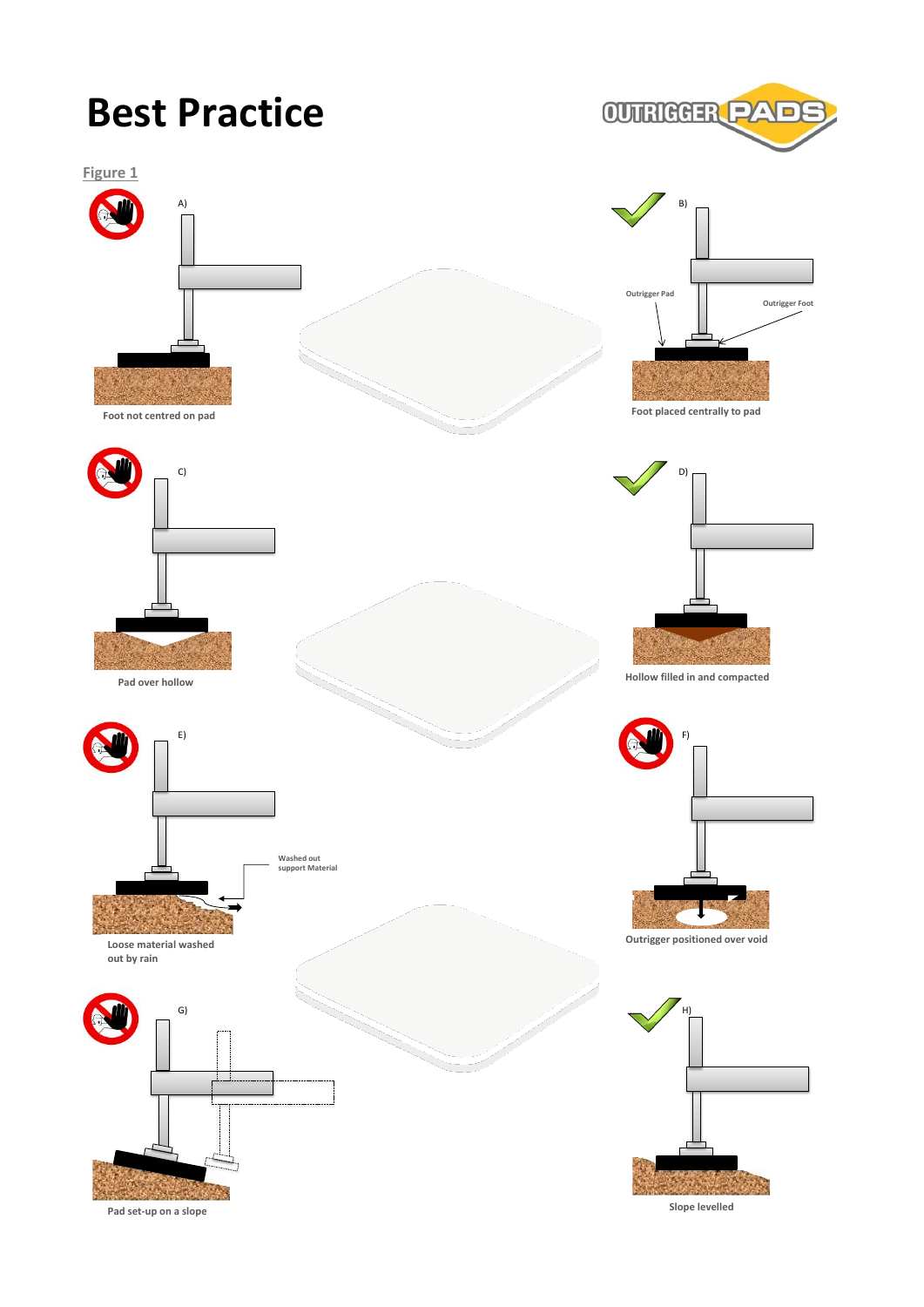# Best Practice

OUTRIGGER PADS

Figure 1

A)

Foot not centred on pad

B)

Outrigger Pad

Outrigger Foot

Foot placed centrally to pad

C)

Pad over hollow

D)

Hollow filled in and compacted

E)

Washed out support Material

Loose material washed out by rain

F)

Outrigger positioned over void

G)

Pad set-up on a slope

H)

Slope levelled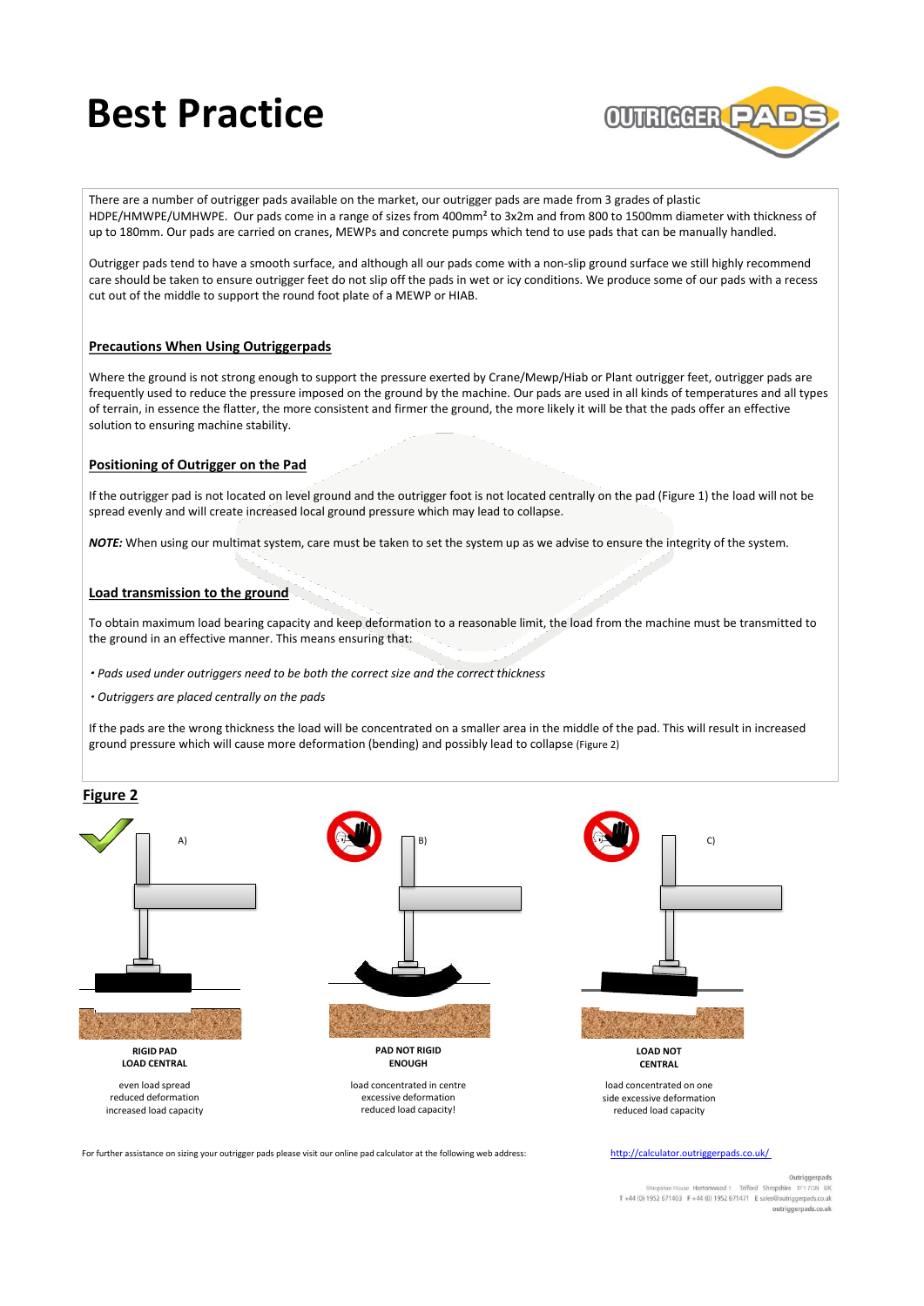# Best Practice

There are a number of outrigger pads available on the market, our outrigger pads are made from 3 grades of plastic HDPE/HMWPE/UMHWPE. Our pads come in a range of sizes from 400mm² to 3x2m and from 800 to 1500mm diameter with thickness of up to 180mm. Our pads are carried on cranes, MEWPs and concrete pumps which tend to use pads that can be manually handled.

Outrigger pads tend to have a smooth surface, and although all our pads come with a non-slip ground surface we still highly recommend care should be taken to ensure outrigger feet do not slip off the pads in wet or icy conditions. We produce some of our pads with a recess cut out of the middle to support the round foot plate of a MEWP or HIAB.

## Precautions When Using Outriggerpads

Where the ground is not strong enough to support the pressure exerted by Crane/Mewp/Hiab or Plant outrigger feet, outrigger pads are frequently used to reduce the pressure imposed on the ground by the machine. Our pads are used in all kinds of temperatures and all types of terrain, in essence the flatter, the more consistent and firmer the ground, the more likely it will be that the pads offer an effective solution to ensuring machine stability.

## Positioning of Outrigger on the Pad

If the outrigger pad is not located on level ground and the outrigger foot is not located centrally on the pad (Figure 1) the load will not be spread evenly and will create increased local ground pressure which may lead to collapse.

***NOTE:*** When using our multimat system, care must be taken to set the system up as we advise to ensure the integrity of the system.

## Load transmission to the ground

To obtain maximum load bearing capacity and keep deformation to a reasonable limit, the load from the machine must be transmitted to the ground in an effective manner. This means ensuring that:

- *Pads used under outriggers need to be both the correct size and the correct thickness*
- *Outriggers are placed centrally on the pads*

If the pads are the wrong thickness the load will be concentrated on a smaller area in the middle of the pad. This will result in increased ground pressure which will cause more deformation (bending) and possibly lead to collapse (Figure 2)

## Figure 2

A)

**RIGID PAD LOAD CENTRAL**

even load spread
reduced deformation
increased load capacity

B)

**PAD NOT RIGID ENOUGH**

load concentrated in centre
excessive deformation
reduced load capacity!

C)

**LOAD NOT CENTRAL**

load concentrated on one side excessive deformation
reduced load capacity

For further assistance on sizing your outrigger pads please visit our online pad calculator at the following web address: http://calculator.outriggerpads.co.uk/